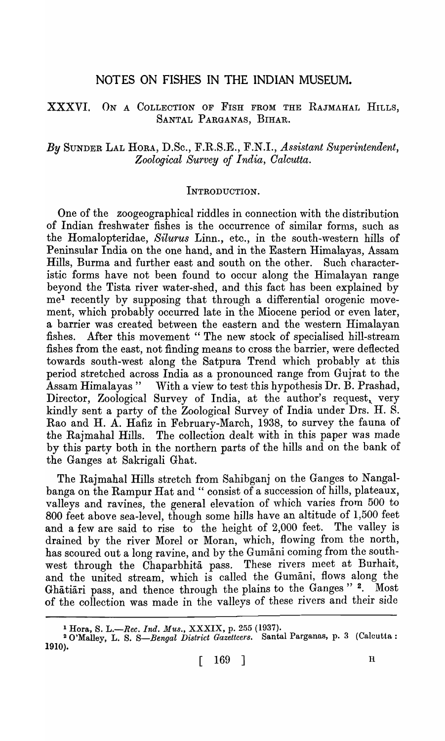# NOTES ON FISHES IN THE INDIAN MUSEUM.

## XXXVI. On a Collection of Fish from the Rajmahal Hills, Santal Parganas, Bihar.

*By* Sunder Lal Hora, D.Sc., F.R.S.E., F.N.I., *Assistant Superintendent, Zoological Survey of India, Calcutta.*

### Introduction.

One of the zoogeographical riddles in connection with the distribution of Indian freshwater fishes is the occurrence of similar forms, such as the Homalopteridae, *Silurus* Linn., etc., in the south-western hills of Peninsular India on the one hand, and in the Eastern Himalayas, Assam Hills, Burma and further east and south on the other. Such characteristic forms have not been found to occur along the Himalayan range beyond the Tista river water-shed, and this fact has been explained by me[1] recently by supposing that through a differential orogenic movement, which probably occurred late in the Miocene period or even later, a barrier was created between the eastern and the western Himalayan fishes. After this movement "The new stock of specialised hill-stream fishes from the east, not finding means to cross the barrier, were deflected towards south-west along the Satpura Trend which probably at this period stretched across India as a pronounced range from Gujrat to the Assam Himalayas" With a view to test this hypothesis Dr. B. Prashad, Director, Zoological Survey of India, at the author's request, very kindly sent a party of the Zoological Survey of India under Drs. H. S. Rao and H. A. Hafiz in February-March, 1938, to survey the fauna of the Rajmahal Hills. The collection dealt with in this paper was made by this party both in the northern parts of the hills and on the bank of the Ganges at Sakrigali Ghat.

The Rajmahal Hills stretch from Sahibganj on the Ganges to Nangalbanga on the Rampur Hat and "consist of a succession of hills, plateaux, valleys and ravines, the general elevation of which varies from 500 to 800 feet above sea-level, though some hills have an altitude of 1,500 feet and a few are said to rise to the height of 2,000 feet. The valley is drained by the river Morel or Moran, which, flowing from the north, has scoured out a long ravine, and by the Gumāni coming from the south-west through the Chaparbhitā pass. These rivers meet at Burhait, and the united stream, which is called the Gumāni, flows along the Ghātiāri pass, and thence through the plains to the Ganges"[2]. Most of the collection was made in the valleys of these rivers and their side

---

[1] Hora, S. L.—*Rec. Ind. Mus.*, XXXIX, p. 255 (1937).

[2] O'Malley, L. S. S—*Bengal District Gazetteers.* Santal Parganas, p. 3 (Calcutta: 1910).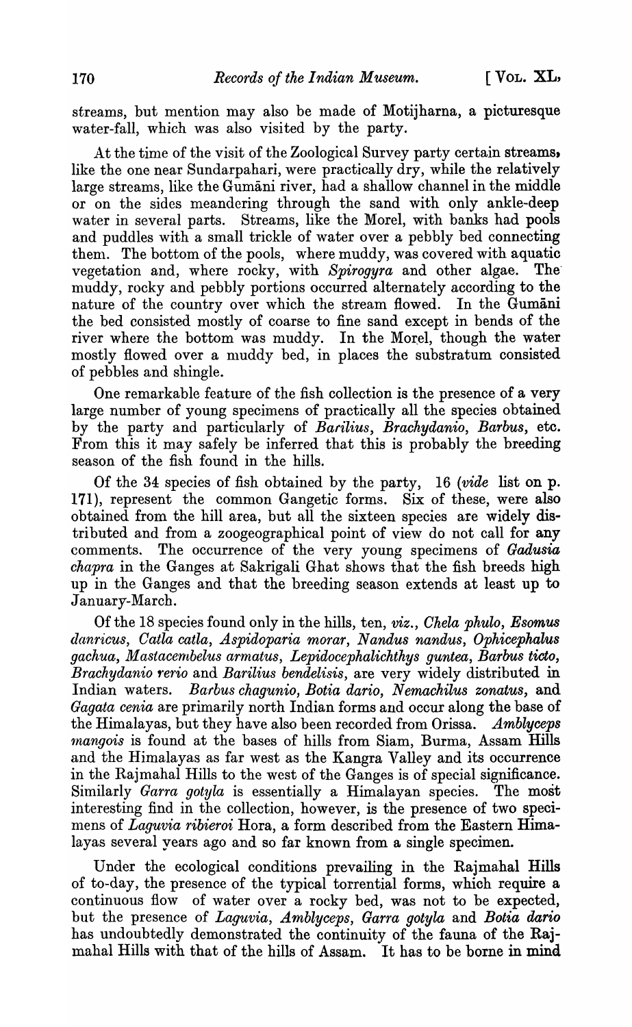streams, but mention may also be made of Motijharna, a picturesque water-fall, which was also visited by the party.

At the time of the visit of the Zoological Survey party certain streams, like the one near Sundarpahari, were practically dry, while the relatively large streams, like the Gumāni river, had a shallow channel in the middle or on the sides meandering through the sand with only ankle-deep water in several parts. Streams, like the Morel, with banks had pools and puddles with a small trickle of water over a pebbly bed connecting them. The bottom of the pools, where muddy, was covered with aquatic vegetation and, where rocky, with *Spirogyra* and other algae. The muddy, rocky and pebbly portions occurred alternately according to the nature of the country over which the stream flowed. In the Gumāni the bed consisted mostly of coarse to fine sand except in bends of the river where the bottom was muddy. In the Morel, though the water mostly flowed over a muddy bed, in places the substratum consisted of pebbles and shingle.

One remarkable feature of the fish collection is the presence of a very large number of young specimens of practically all the species obtained by the party and particularly of *Barilius*, *Brachydanio*, *Barbus*, etc. From this it may safely be inferred that this is probably the breeding season of the fish found in the hills.

Of the 34 species of fish obtained by the party, 16 (*vide* list on p. 171), represent the common Gangetic forms. Six of these, were also obtained from the hill area, but all the sixteen species are widely distributed and from a zoogeographical point of view do not call for any comments. The occurrence of the very young specimens of *Gadusia chapra* in the Ganges at Sakrigali Ghat shows that the fish breeds high up in the Ganges and that the breeding season extends at least up to January-March.

Of the 18 species found only in the hills, ten, *viz.*, *Chela phulo*, *Esomus danricus*, *Catla catla*, *Aspidoparia morar*, *Nandus nandus*, *Ophicephalus gachua*, *Mastacembelus armatus*, *Lepidocephalichthys guntea*, *Barbus ticto*, *Brachydanio rerio* and *Barilius bendelisis*, are very widely distributed in Indian waters. *Barbus chagunio*, *Botia dario*, *Nemachilus zonatus*, and *Gagata cenia* are primarily north Indian forms and occur along the base of the Himalayas, but they have also been recorded from Orissa. *Amblyceps mangois* is found at the bases of hills from Siam, Burma, Assam Hills and the Himalayas as far west as the Kangra Valley and its occurrence in the Rajmahal Hills to the west of the Ganges is of special significance. Similarly *Garra gotyla* is essentially a Himalayan species. The most interesting find in the collection, however, is the presence of two specimens of *Laguvia ribieroi* Hora, a form described from the Eastern Himalayas several years ago and so far known from a single specimen.

Under the ecological conditions prevailing in the Rajmahal Hills of to-day, the presence of the typical torrential forms, which require a continuous flow of water over a rocky bed, was not to be expected, but the presence of *Laguvia*, *Amblyceps*, *Garra gotyla* and *Botia dario* has undoubtedly demonstrated the continuity of the fauna of the Rajmahal Hills with that of the hills of Assam. It has to be borne in mind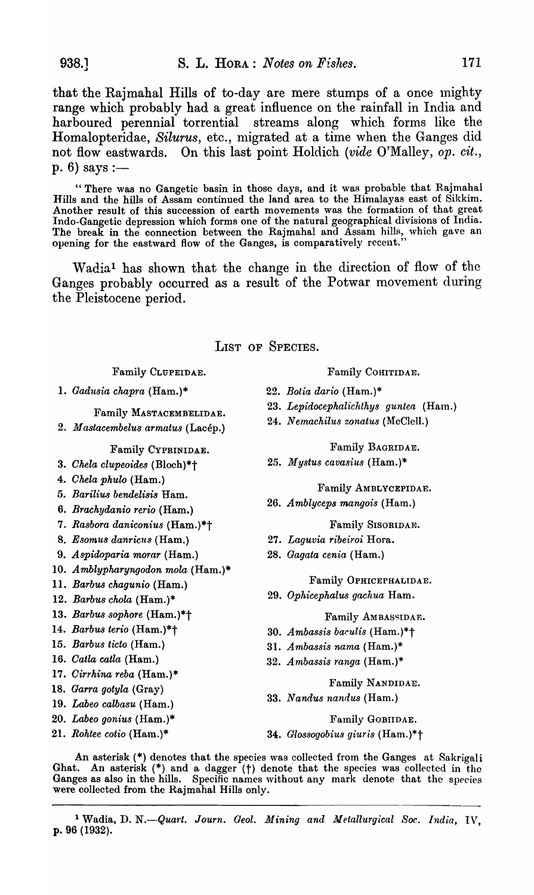that the Rajmahal Hills of to-day are mere stumps of a once mighty range which probably had a great influence on the rainfall in India and harboured perennial torrential streams along which forms like the Homalopteridae, *Silurus*, etc., migrated at a time when the Ganges did not flow eastwards. On this last point Holdich (*vide* O'Malley, *op. cit.*, p. 6) says :—

> "There was no Gangetic basin in those days, and it was probable that Rajmahal Hills and the hills of Assam continued the land area to the Himalayas east of Sikkim. Another result of this succession of earth movements was the formation of that great Indo-Gangetic depression which forms one of the natural geographical divisions of India. The break in the connection between the Rajmahal and Assam hills, which gave an opening for the eastward flow of the Ganges, is comparatively recent."

Wadia[1] has shown that the change in the direction of flow of the Ganges probably occurred as a result of the Potwar movement during the Pleistocene period.

## LIST OF SPECIES.

Family CLUPEIDAE.

1. *Gadusia chapra* (Ham.)*

Family MASTACEMBELIDAE.

2. *Mastacembelus armatus* (Lacép.)

Family CYPRINIDAE.

3. *Chela clupeoides* (Bloch)*†
4. *Chela phulo* (Ham.)
5. *Barilius bendelisis* Ham.
6. *Brachydanio rerio* (Ham.)
7. *Rasbora daniconius* (Ham.)*†
8. *Esomus danricus* (Ham.)
9. *Aspidoparia morar* (Ham.)
10. *Amblypharyngodon mola* (Ham.)*
11. *Barbus chagunio* (Ham.)
12. *Barbus chola* (Ham.)*
13. *Barbus sophore* (Ham.)*†
14. *Barbus terio* (Ham.)*†
15. *Barbus ticto* (Ham.)
16. *Catla catla* (Ham.)
17. *Cirrhina reba* (Ham.)*
18. *Garra gotyla* (Gray)
19. *Labeo calbasu* (Ham.)
20. *Labeo gonius* (Ham.)*
21. *Rohtee cotio* (Ham.)*

Family COHITIDAE.

22. *Botia dario* (Ham.)*
23. *Lepidocephalichthys guntea* (Ham.)
24. *Nemachilus zonatus* (McClell.)

Family BAGRIDAE.

25. *Mystus cavasius* (Ham.)*

Family AMBLYCEPIDAE.

26. *Amblyceps mangois* (Ham.)

Family SISORIDAE.

27. *Laguvia ribeiroi* Hora.
28. *Gagata cenia* (Ham.)

Family OPHICEPHALIDAE.

29. *Ophicephalus gachua* Ham.

Family AMBASSIDAE.

30. *Ambassis baculis* (Ham.)*†
31. *Ambassis nama* (Ham.)*
32. *Ambassis ranga* (Ham.)*

Family NANDIDAE.

33. *Nandus nandus* (Ham.)

Family GOBIIDAE.

34. *Glossogobius giuris* (Ham.)*†

An asterisk (*) denotes that the species was collected from the Ganges at Sakrigali Ghat. An asterisk (*) and a dagger (†) denote that the species was collected in the Ganges as also in the hills. Specific names without any mark denote that the species were collected from the Rajmahal Hills only.

---

[1] Wadia, D. N.—*Quart. Journ. Geol. Mining and Metallurgical Soc. India*, IV, p. 96 (1932).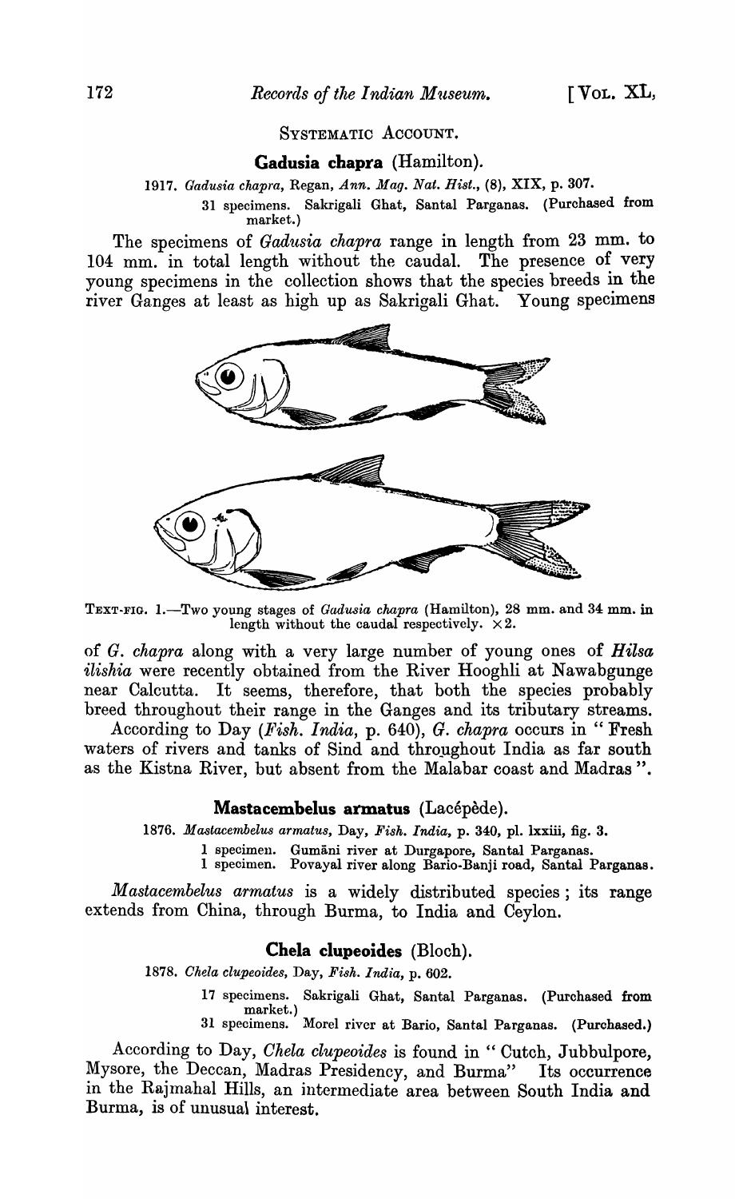## SYSTEMATIC ACCOUNT.

### **Gadusia chapra** (Hamilton).

1917. *Gadusia chapra*, Regan, *Ann. Mag. Nat. Hist.*, (8), XIX, p. 307.

31 specimens. Sakrigali Ghat, Santal Parganas. (Purchased from market.)

The specimens of *Gadusia chapra* range in length from 23 mm. to 104 mm. in total length without the caudal. The presence of very young specimens in the collection shows that the species breeds in the river Ganges at least as high up as Sakrigali Ghat. Young specimens of *G. chapra* along with a very large number of young ones of *Hilsa ilishia* were recently obtained from the River Hooghli at Nawabgunge near Calcutta. It seems, therefore, that both the species probably breed throughout their range in the Ganges and its tributary streams.

TEXT-FIG. 1.—Two young stages of *Gadusia chapra* (Hamilton), 28 mm. and 34 mm. in length without the caudal respectively. ×2.

According to Day (*Fish. India*, p. 640), *G. chapra* occurs in "Fresh waters of rivers and tanks of Sind and throughout India as far south as the Kistna River, but absent from the Malabar coast and Madras".

### **Mastacembelus armatus** (Lacépède).

1876. *Mastacembelus armatus*, Day, *Fish. India*, p. 340, pl. lxxiii, fig. 3.

1 specimen. Gumāni river at Durgapore, Santal Parganas.
1 specimen. Povayal river along Bario-Banji road, Santal Parganas.

*Mastacembelus armatus* is a widely distributed species; its range extends from China, through Burma, to India and Ceylon.

### **Chela clupeoides** (Bloch).

1878. *Chela clupeoides*, Day, *Fish. India*, p. 602.

17 specimens. Sakrigali Ghat, Santal Parganas. (Purchased from market.)
31 specimens. Morel river at Bario, Santal Parganas. (Purchased.)

According to Day, *Chela clupeoides* is found in "Cutch, Jubbulpore, Mysore, the Deccan, Madras Presidency, and Burma" Its occurrence in the Rajmahal Hills, an intermediate area between South India and Burma, is of unusual interest.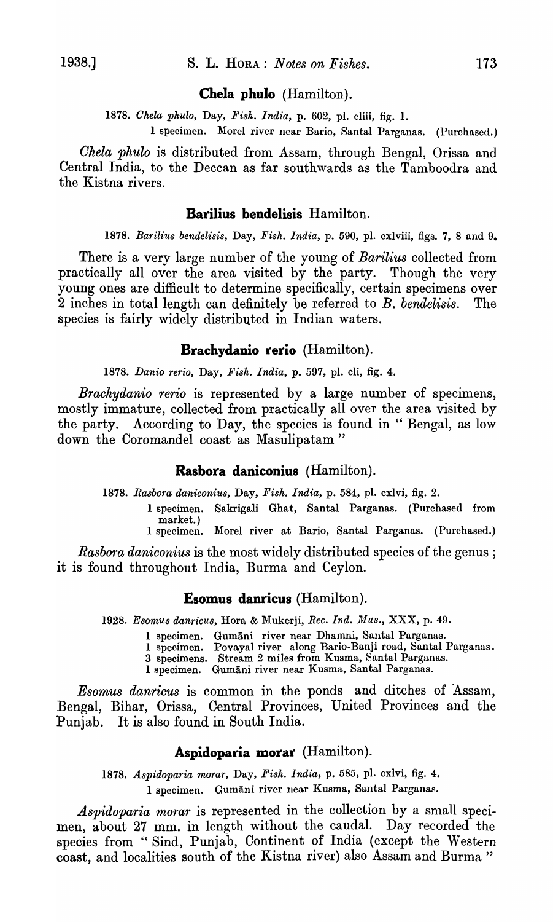## Chela phulo (Hamilton).

1878. *Chela phulo*, Day, *Fish. India*, p. 602, pl. cliii, fig. 1.

1 specimen. Morel river near Bario, Santal Parganas. (Purchased.)

*Chela phulo* is distributed from Assam, through Bengal, Orissa and Central India, to the Deccan as far southwards as the Tamboodra and the Kistna rivers.

## Barilius bendelisis Hamilton.

1878. *Barilius bendelisis*, Day, *Fish. India*, p. 590, pl. cxlviii, figs. 7, 8 and 9.

There is a very large number of the young of *Barilius* collected from practically all over the area visited by the party. Though the very young ones are difficult to determine specifically, certain specimens over 2 inches in total length can definitely be referred to *B. bendelisis*. The species is fairly widely distributed in Indian waters.

## Brachydanio rerio (Hamilton).

1878. *Danio rerio*, Day, *Fish. India*, p. 597, pl. cli, fig. 4.

*Brachydanio rerio* is represented by a large number of specimens, mostly immature, collected from practically all over the area visited by the party. According to Day, the species is found in " Bengal, as low down the Coromandel coast as Masulipatam "

## Rasbora daniconius (Hamilton).

1878. *Rasbora daniconius*, Day, *Fish. India*, p. 584, pl. cxlvi, fig. 2.

1 specimen. Sakrigali Ghat, Santal Parganas. (Purchased from market.)
1 specimen. Morel river at Bario, Santal Parganas. (Purchased.)

*Rasbora daniconius* is the most widely distributed species of the genus ; it is found throughout India, Burma and Ceylon.

## Esomus danricus (Hamilton).

1928. *Esomus danricus*, Hora & Mukerji, *Rec. Ind. Mus.*, XXX, p. 49.

1 specimen. Gumāni river near Dhamni, Santal Parganas.
1 specimen. Povayal river along Bario-Banji road, Santal Parganas.
3 specimens. Stream 2 miles from Kusma, Santal Parganas.
1 specimen. Gumāni river near Kusma, Santal Parganas.

*Esomus danricus* is common in the ponds and ditches of Assam, Bengal, Bihar, Orissa, Central Provinces, United Provinces and the Punjab. It is also found in South India.

## Aspidoparia morar (Hamilton).

1878. *Aspidoparia morar*, Day, *Fish. India*, p. 585, pl. cxlvi, fig. 4.

1 specimen. Gumāni river near Kusma, Santal Parganas.

*Aspidoparia morar* is represented in the collection by a small specimen, about 27 mm. in length without the caudal. Day recorded the species from " Sind, Punjab, Continent of India (except the Western coast, and localities south of the Kistna river) also Assam and Burma "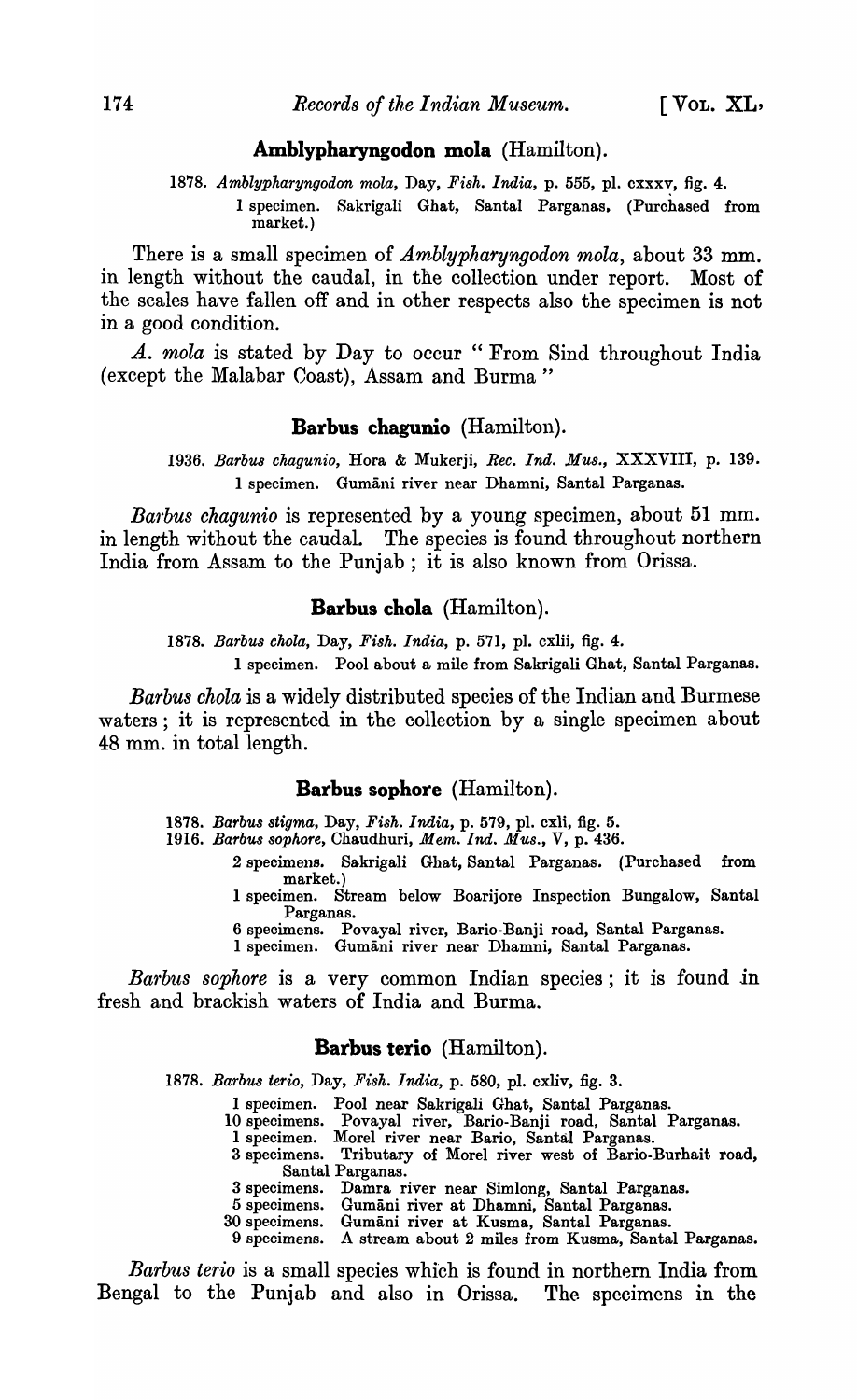### **Amblypharyngodon mola** (Hamilton).

1878. *Amblypharyngodon mola*, Day, *Fish. India*, p. 555, pl. cxxxv, fig. 4.
 1 specimen. Sakrigali Ghat, Santal Parganas. (Purchased from market.)

There is a small specimen of *Amblypharyngodon mola*, about 33 mm. in length without the caudal, in the collection under report. Most of the scales have fallen off and in other respects also the specimen is not in a good condition.

*A. mola* is stated by Day to occur " From Sind throughout India (except the Malabar Coast), Assam and Burma "

### **Barbus chagunio** (Hamilton).

1936. *Barbus chagunio*, Hora & Mukerji, *Rec. Ind. Mus.*, XXXVIII, p. 139.
 1 specimen. Gumāni river near Dhamni, Santal Parganas.

*Barbus chagunio* is represented by a young specimen, about 51 mm. in length without the caudal. The species is found throughout northern India from Assam to the Punjab ; it is also known from Orissa.

### **Barbus chola** (Hamilton).

1878. *Barbus chola*, Day, *Fish. India*, p. 571, pl. cxlii, fig. 4.
 1 specimen. Pool about a mile from Sakrigali Ghat, Santal Parganas.

*Barbus chola* is a widely distributed species of the Indian and Burmese waters ; it is represented in the collection by a single specimen about 48 mm. in total length.

### **Barbus sophore** (Hamilton).

1878. *Barbus stigma*, Day, *Fish. India*, p. 579, pl. cxli, fig. 5.
1916. *Barbus sophore*, Chaudhuri, *Mem. Ind. Mus.*, V, p. 436.
 2 specimens. Sakrigali Ghat, Santal Parganas. (Purchased from market.)
 1 specimen. Stream below Boarijore Inspection Bungalow, Santal Parganas.
 6 specimens. Povayal river, Bario-Banji road, Santal Parganas.
 1 specimen. Gumāni river near Dhamni, Santal Parganas.

*Barbus sophore* is a very common Indian species ; it is found in fresh and brackish waters of India and Burma.

### **Barbus terio** (Hamilton).

1878. *Barbus terio*, Day, *Fish. India*, p. 580, pl. cxliv, fig. 3.
 1 specimen. Pool near Sakrigali Ghat, Santal Parganas.
 10 specimens. Povayal river, Bario-Banji road, Santal Parganas.
 1 specimen. Morel river near Bario, Santal Parganas.
 3 specimens. Tributary of Morel river west of Bario-Burhait road, Santal Parganas.
 3 specimens. Damra river near Simlong, Santal Parganas.
 5 specimens. Gumāni river at Dhamni, Santal Parganas.
 30 specimens. Gumāni river at Kusma, Santal Parganas.
 9 specimens. A stream about 2 miles from Kusma, Santal Parganas.

*Barbus terio* is a small species which is found in northern India from Bengal to the Punjab and also in Orissa. The specimens in the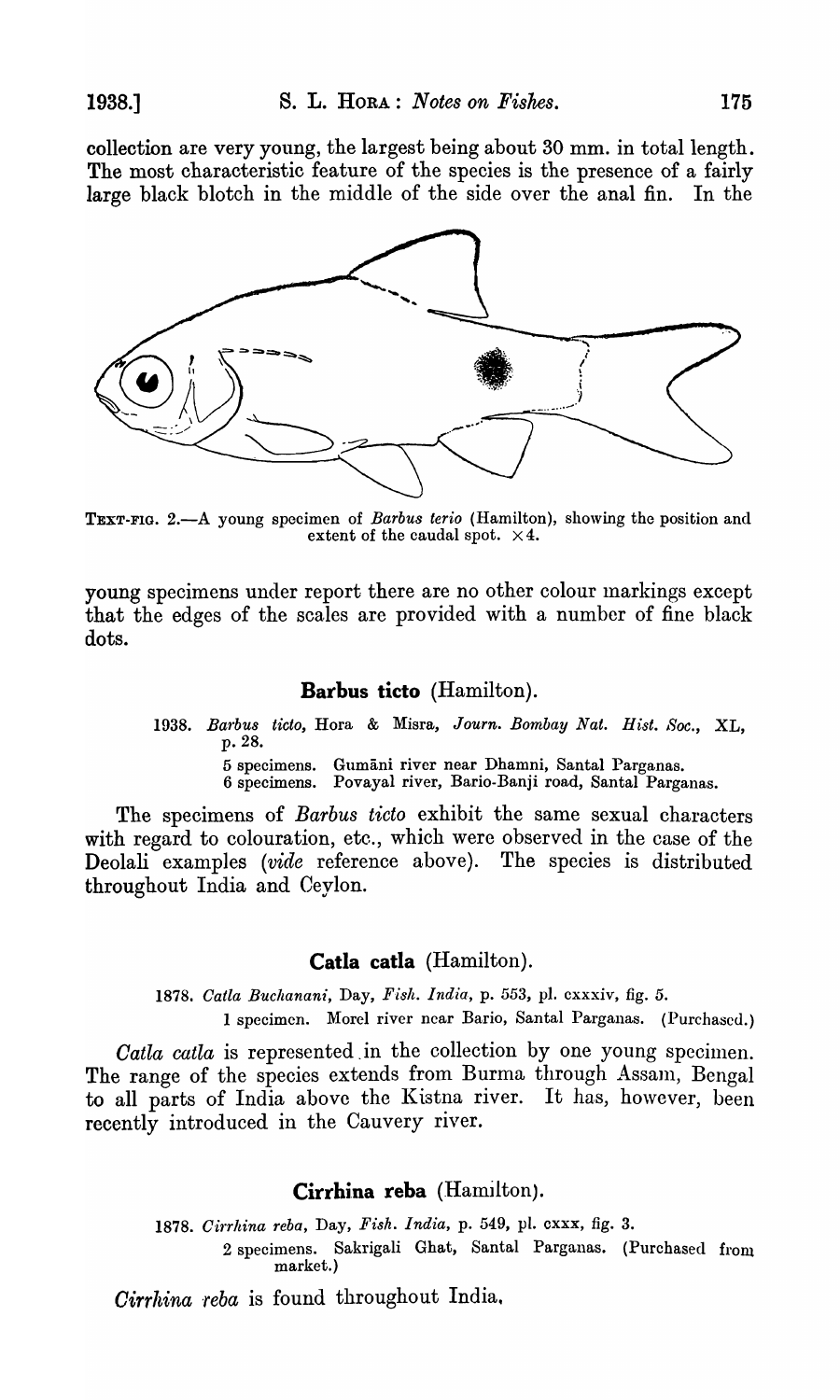collection are very young, the largest being about 30 mm. in total length. The most characteristic feature of the species is the presence of a fairly large black blotch in the middle of the side over the anal fin. In the

TEXT-FIG. 2.—A young specimen of *Barbus terio* (Hamilton), showing the position and extent of the caudal spot. ×4.

young specimens under report there are no other colour markings except that the edges of the scales are provided with a number of fine black dots.

### **Barbus ticto** (Hamilton).

1938. *Barbus ticto*, Hora & Misra, *Journ. Bombay Nat. Hist. Soc.*, XL, p. 28.

5 specimens. Gumāni river near Dhamni, Santal Parganas.
6 specimens. Povayal river, Bario-Banji road, Santal Parganas.

The specimens of *Barbus ticto* exhibit the same sexual characters with regard to colouration, etc., which were observed in the case of the Deolali examples (*vide* reference above). The species is distributed throughout India and Ceylon.

### **Catla catla** (Hamilton).

1878. *Catla Buchanani*, Day, *Fish. India*, p. 553, pl. cxxxiv, fig. 5.

1 specimen. Morel river near Bario, Santal Parganas. (Purchased.)

*Catla catla* is represented in the collection by one young specimen. The range of the species extends from Burma through Assam, Bengal to all parts of India above the Kistna river. It has, however, been recently introduced in the Cauvery river.

### **Cirrhina reba** (Hamilton).

1878. *Cirrhina reba*, Day, *Fish. India*, p. 549, pl. cxxx, fig. 3.

2 specimens. Sakrigali Ghat, Santal Parganas. (Purchased from market.)

*Cirrhina reba* is found throughout India.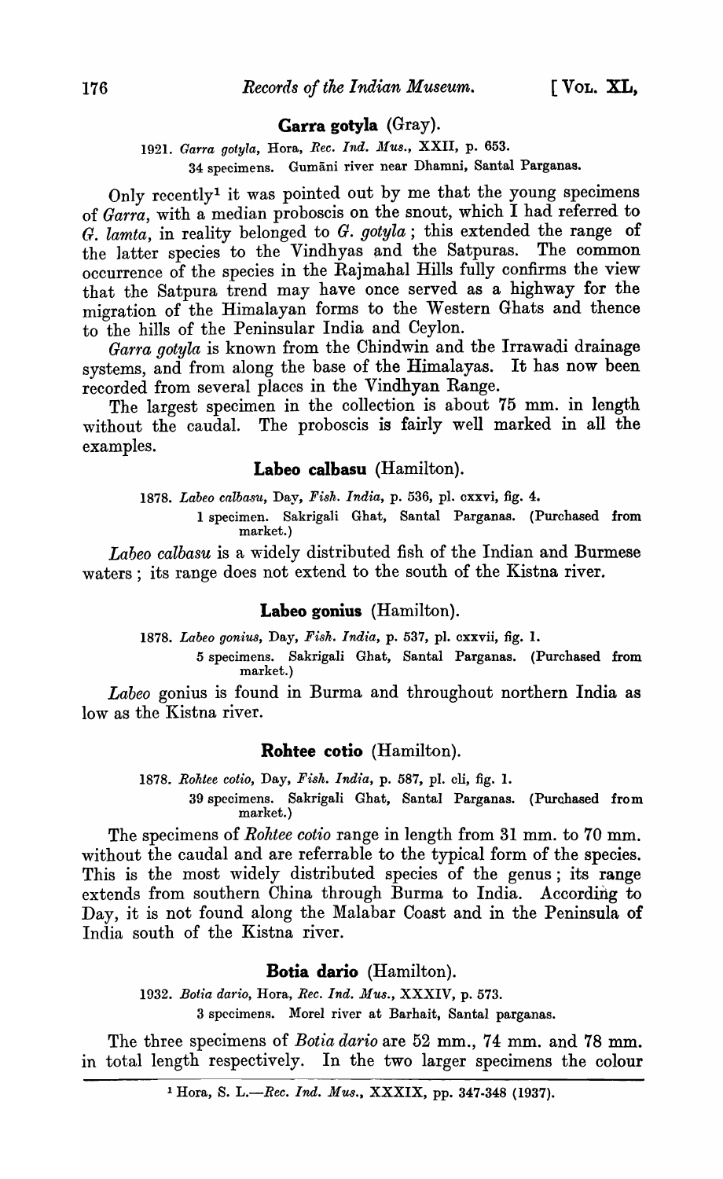### Garra gotyla (Gray).

1921. *Garra gotyla*, Hora, *Rec. Ind. Mus.*, XXII, p. 653.

34 specimens. Gumāni river near Dhamni, Santal Parganas.

Only recently[1] it was pointed out by me that the young specimens of *Garra*, with a median proboscis on the snout, which I had referred to *G. lamta*, in reality belonged to *G. gotyla*; this extended the range of the latter species to the Vindhyas and the Satpuras. The common occurrence of the species in the Rajmahal Hills fully confirms the view that the Satpura trend may have once served as a highway for the migration of the Himalayan forms to the Western Ghats and thence to the hills of the Peninsular India and Ceylon.

*Garra gotyla* is known from the Chindwin and the Irrawadi drainage systems, and from along the base of the Himalayas. It has now been recorded from several places in the Vindhyan Range.

The largest specimen in the collection is about 75 mm. in length without the caudal. The proboscis is fairly well marked in all the examples.

### Labeo calbasu (Hamilton).

1878. *Labeo calbasu*, Day, *Fish. India*, p. 536, pl. cxxvi, fig. 4.

1 specimen. Sakrigali Ghat, Santal Parganas. (Purchased from market.)

*Labeo calbasu* is a widely distributed fish of the Indian and Burmese waters; its range does not extend to the south of the Kistna river.

### Labeo gonius (Hamilton).

1878. *Labeo gonius*, Day, *Fish. India*, p. 537, pl. cxxvii, fig. 1.

5 specimens. Sakrigali Ghat, Santal Parganas. (Purchased from market.)

*Labeo* gonius is found in Burma and throughout northern India as low as the Kistna river.

### Rohtee cotio (Hamilton).

1878. *Rohtee cotio*, Day, *Fish. India*, p. 587, pl. cli, fig. 1.

39 specimens. Sakrigali Ghat, Santal Parganas. (Purchased from market.)

The specimens of *Rohtee cotio* range in length from 31 mm. to 70 mm. without the caudal and are referrable to the typical form of the species. This is the most widely distributed species of the genus; its range extends from southern China through Burma to India. According to Day, it is not found along the Malabar Coast and in the Peninsula of India south of the Kistna river.

### Botia dario (Hamilton).

1932. *Botia dario*, Hora, *Rec. Ind. Mus.*, XXXIV, p. 573.

3 specimens. Morel river at Barhait, Santal parganas.

The three specimens of *Botia dario* are 52 mm., 74 mm. and 78 mm. in total length respectively. In the two larger specimens the colour

[1] Hora, S. L.—*Rec. Ind. Mus.*, XXXIX, pp. 347-348 (1937).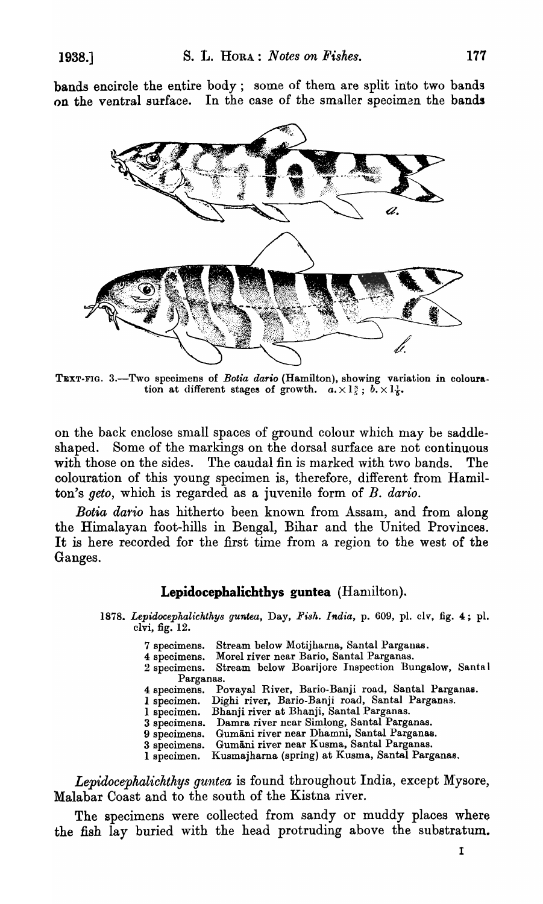bands encircle the entire body; some of them are split into two bands on the ventral surface. In the case of the smaller specimen the bands

TEXT-FIG. 3.—Two specimens of *Botia dario* (Hamilton), showing variation in colouration at different stages of growth. $a. \times 1\frac{3}{5}$; $b. \times 1\frac{1}{5}$.

on the back enclose small spaces of ground colour which may be saddle-shaped. Some of the markings on the dorsal surface are not continuous with those on the sides. The caudal fin is marked with two bands. The colouration of this young specimen is, therefore, different from Hamilton's *geto*, which is regarded as a juvenile form of *B. dario*.

*Botia dario* has hitherto been known from Assam, and from along the Himalayan foot-hills in Bengal, Bihar and the United Provinces. It is here recorded for the first time from a region to the west of the Ganges.

## **Lepidocephalichthys guntea** (Hamilton).

1878. *Lepidocephalichthys guntea*, Day, *Fish. India*, p. 609, pl. clv, fig. 4; pl. clvi, fig. 12.

- 7 specimens. Stream below Motijharna, Santal Parganas.
- 4 specimens. Morel river near Bario, Santal Parganas.
- 2 specimens. Stream below Boarijore Inspection Bungalow, Santal Parganas.
- 4 specimens. Povayal River, Bario-Banji road, Santal Parganas.
- 1 specimen. Dighi river, Bario-Banji road, Santal Parganas.
- 1 specimen. Bhanji river at Bhanji, Santal Parganas.
- 3 specimens. Damra river near Simlong, Santal Parganas.
- 9 specimens. Gumāni river near Dhamni, Santal Parganas.
- 3 specimens. Gumāni river near Kusma, Santal Parganas.
- 1 specimen. Kusmajharna (spring) at Kusma, Santal Parganas.

*Lepidocephalichthys guntea* is found throughout India, except Mysore, Malabar Coast and to the south of the Kistna river.

The specimens were collected from sandy or muddy places where the fish lay buried with the head protruding above the substratum.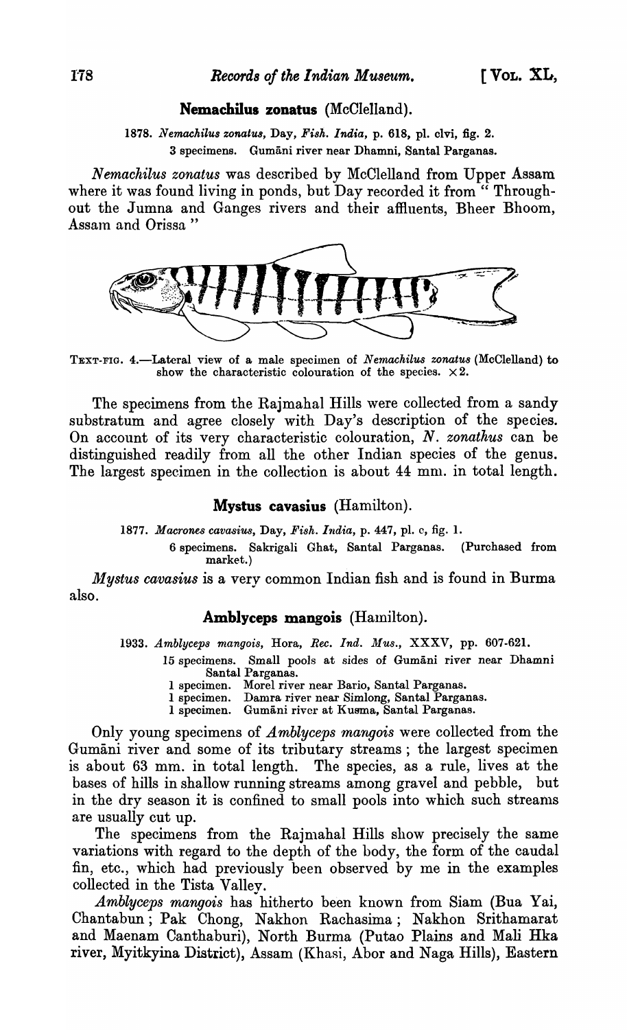### **Nemachilus zonatus** (McClelland).

1878. *Nemachilus zonatus*, Day, *Fish. India*, p. 618, pl. clvi, fig. 2.
3 specimens. Gumāni river near Dhamni, Santal Parganas.

*Nemachilus zonatus* was described by McClelland from Upper Assam where it was found living in ponds, but Day recorded it from " Throughout the Jumna and Ganges rivers and their affluents, Bheer Bhoom, Assam and Orissa "

TEXT-FIG. 4.—Lateral view of a male specimen of *Nemachilus zonatus* (McClelland) to show the characteristic colouration of the species. ×2.

The specimens from the Rajmahal Hills were collected from a sandy substratum and agree closely with Day's description of the species. On account of its very characteristic colouration, *N. zonathus* can be distinguished readily from all the other Indian species of the genus. The largest specimen in the collection is about 44 mm. in total length.

### **Mystus cavasius** (Hamilton).

1877. *Macrones cavasius*, Day, *Fish. India*, p. 447, pl. c, fig. 1.
6 specimens. Sakrigali Ghat, Santal Parganas. (Purchased from market.)

*Mystus cavasius* is a very common Indian fish and is found in Burma also.

### **Amblyceps mangois** (Hamilton).

1933. *Amblyceps mangois*, Hora, *Rec. Ind. Mus.*, XXXV, pp. 607-621.
15 specimens. Small pools at sides of Gumāni river near Dhamni Santal Parganas.
1 specimen. Morel river near Bario, Santal Parganas.
1 specimen. Damra river near Simlong, Santal Parganas.
1 specimen. Gumāni river at Kusma, Santal Parganas.

Only young specimens of *Amblyceps mangois* were collected from the Gumāni river and some of its tributary streams; the largest specimen is about 63 mm. in total length. The species, as a rule, lives at the bases of hills in shallow running streams among gravel and pebble, but in the dry season it is confined to small pools into which such streams are usually cut up.

The specimens from the Rajmahal Hills show precisely the same variations with regard to the depth of the body, the form of the caudal fin, etc., which had previously been observed by me in the examples collected in the Tista Valley.

*Amblyceps mangois* has hitherto been known from Siam (Bua Yai, Chantabun; Pak Chong, Nakhon Rachasima; Nakhon Srithamarat and Maenam Canthaburi), North Burma (Putao Plains and Mali Hka river, Myitkyina District), Assam (Khasi, Abor and Naga Hills), Eastern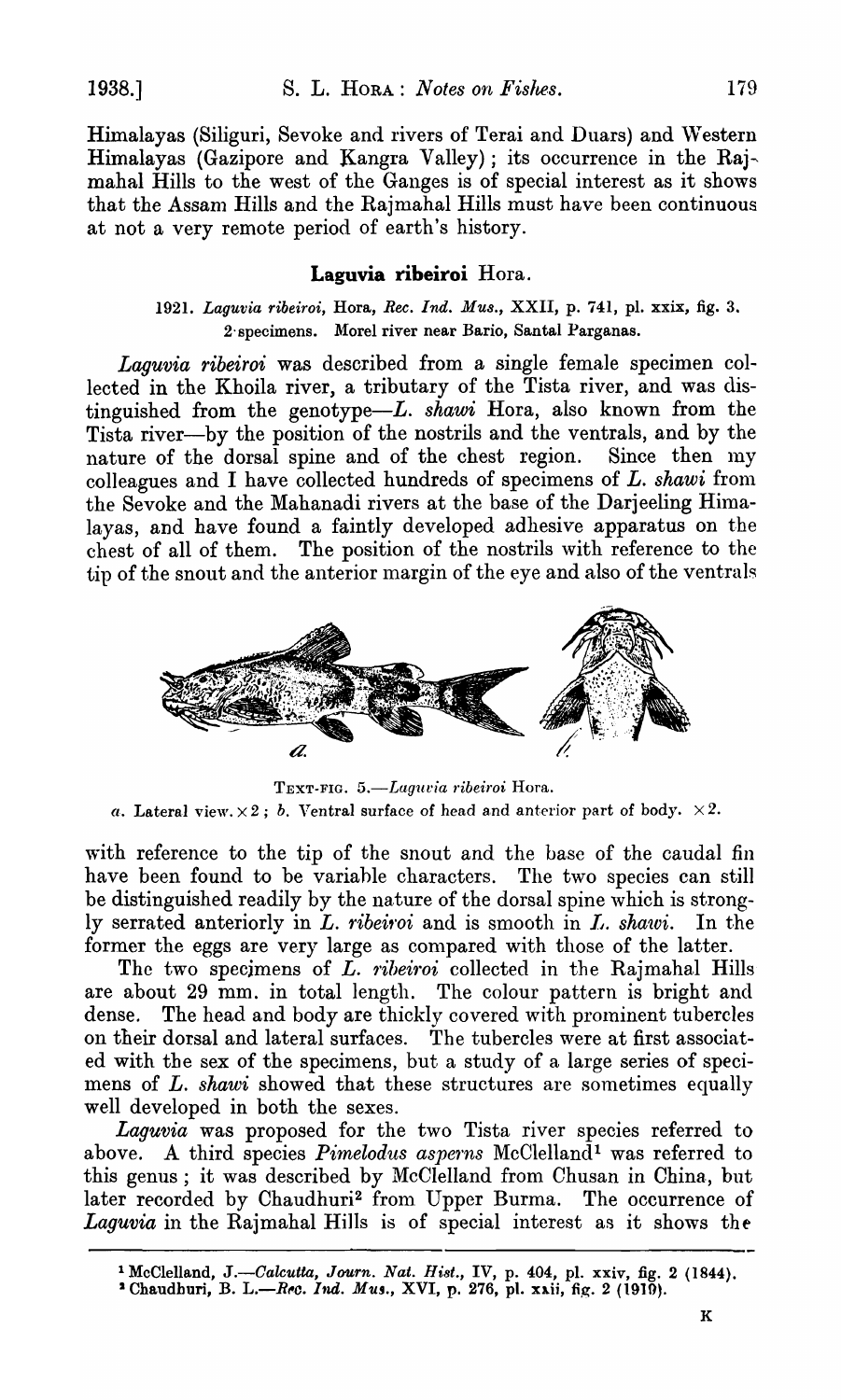Himalayas (Siliguri, Sevoke and rivers of Terai and Duars) and Western Himalayas (Gazipore and Kangra Valley); its occurrence in the Rajmahal Hills to the west of the Ganges is of special interest as it shows that the Assam Hills and the Rajmahal Hills must have been continuous at not a very remote period of earth's history.

### Laguvia ribeiroi Hora.

1921. *Laguvia ribeiroi*, Hora, *Rec. Ind. Mus.*, XXII, p. 741, pl. xxix, fig. 3.
2 specimens. Morel river near Bario, Santal Parganas.

*Laguvia ribeiroi* was described from a single female specimen collected in the Khoila river, a tributary of the Tista river, and was distinguished from the genotype—*L. shawi* Hora, also known from the Tista river—by the position of the nostrils and the ventrals, and by the nature of the dorsal spine and of the chest region. Since then my colleagues and I have collected hundreds of specimens of *L. shawi* from the Sevoke and the Mahanadi rivers at the base of the Darjeeling Himalayas, and have found a faintly developed adhesive apparatus on the chest of all of them. The position of the nostrils with reference to the tip of the snout and the anterior margin of the eye and also of the ventrals

TEXT-FIG. 5.—*Laguvia ribeiroi* Hora.
*a.* Lateral view. ×2; *b.* Ventral surface of head and anterior part of body. ×2.

with reference to the tip of the snout and the base of the caudal fin have been found to be variable characters. The two species can still be distinguished readily by the nature of the dorsal spine which is strongly serrated anteriorly in *L. ribeiroi* and is smooth in *L. shawi*. In the former the eggs are very large as compared with those of the latter.

The two specimens of *L. ribeiroi* collected in the Rajmahal Hills are about 29 mm. in total length. The colour pattern is bright and dense. The head and body are thickly covered with prominent tubercles on their dorsal and lateral surfaces. The tubercles were at first associated with the sex of the specimens, but a study of a large series of specimens of *L. shawi* showed that these structures are sometimes equally well developed in both the sexes.

*Laguvia* was proposed for the two Tista river species referred to above. A third species *Pimelodus asperus* McClelland[1] was referred to this genus; it was described by McClelland from Chusan in China, but later recorded by Chaudhuri[2] from Upper Burma. The occurrence of *Laguvia* in the Rajmahal Hills is of special interest as it shows the

---

[1] McClelland, J.—*Calcutta, Journ. Nat. Hist.*, IV, p. 404, pl. xxiv, fig. 2 (1844).
[2] Chaudhuri, B. L.—*Rec. Ind. Mus.*, XVI, p. 276, pl. xxii, fig. 2 (1919).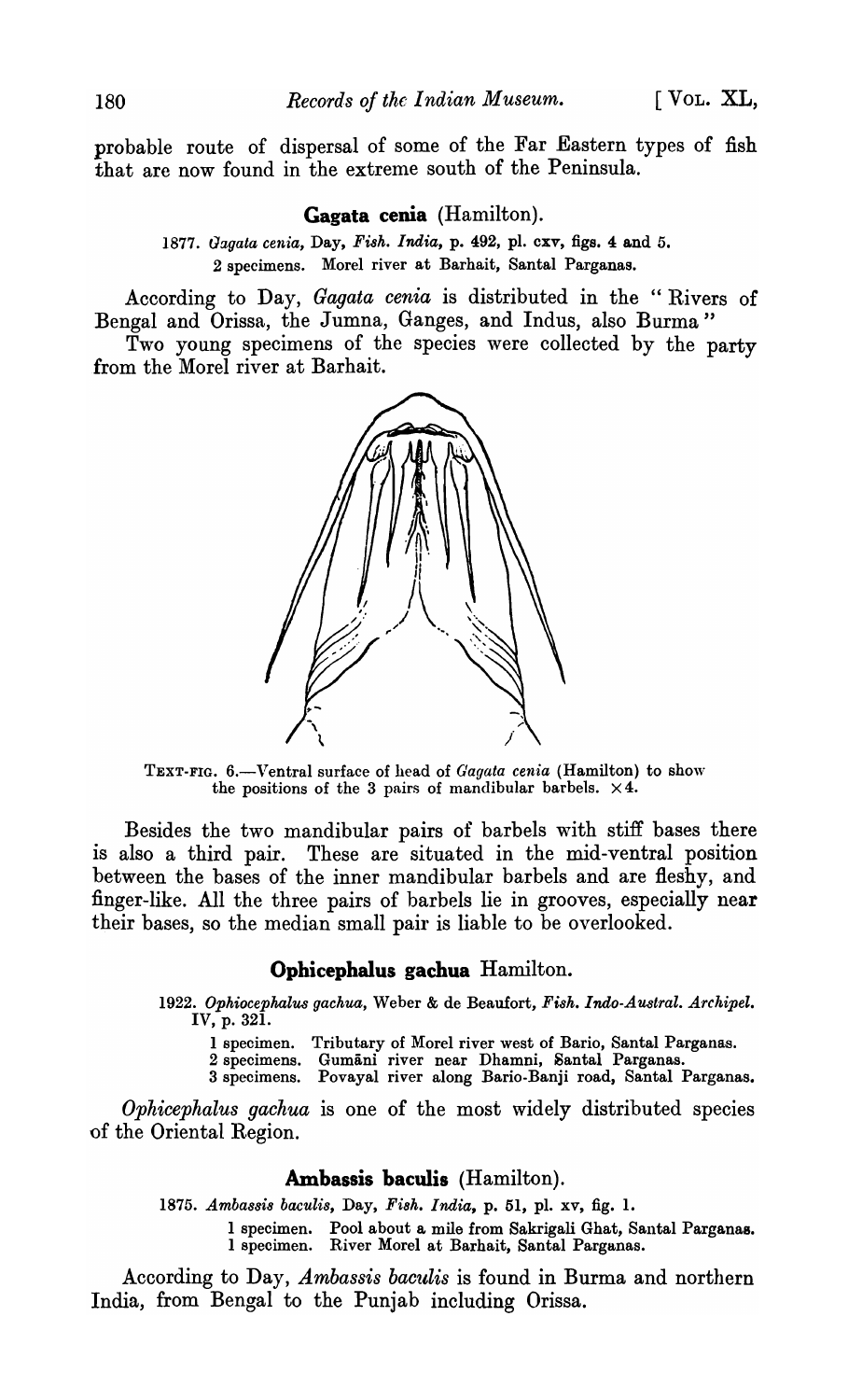probable route of dispersal of some of the Far Eastern types of fish that are now found in the extreme south of the Peninsula.

### Gagata cenia (Hamilton).

1877. *Gagata cenia*, Day, *Fish. India*, p. 492, pl. cxv, figs. 4 and 5.

2 specimens. Morel river at Barhait, Santal Parganas.

According to Day, *Gagata cenia* is distributed in the "Rivers of Bengal and Orissa, the Jumna, Ganges, and Indus, also Burma"

Two young specimens of the species were collected by the party from the Morel river at Barhait.

TEXT-FIG. 6.—Ventral surface of head of *Gagata cenia* (Hamilton) to show the positions of the 3 pairs of mandibular barbels. $\times 4$.

Besides the two mandibular pairs of barbels with stiff bases there is also a third pair. These are situated in the mid-ventral position between the bases of the inner mandibular barbels and are fleshy, and finger-like. All the three pairs of barbels lie in grooves, especially near their bases, so the median small pair is liable to be overlooked.

### Ophicephalus gachua Hamilton.

1922. *Ophiocephalus gachua*, Weber & de Beaufort, *Fish. Indo-Austral. Archipel.* IV, p. 321.

1 specimen. Tributary of Morel river west of Bario, Santal Parganas.
2 specimens. Gumāni river near Dhamni, Santal Parganas.
3 specimens. Povayal river along Bario-Banji road, Santal Parganas.

*Ophicephalus gachua* is one of the most widely distributed species of the Oriental Region.

### Ambassis baculis (Hamilton).

1875. *Ambassis baculis*, Day, *Fish. India*, p. 51, pl. xv, fig. 1.

1 specimen. Pool about a mile from Sakrigali Ghat, Santal Parganas.
1 specimen. River Morel at Barhait, Santal Parganas.

According to Day, *Ambassis baculis* is found in Burma and northern India, from Bengal to the Punjab including Orissa.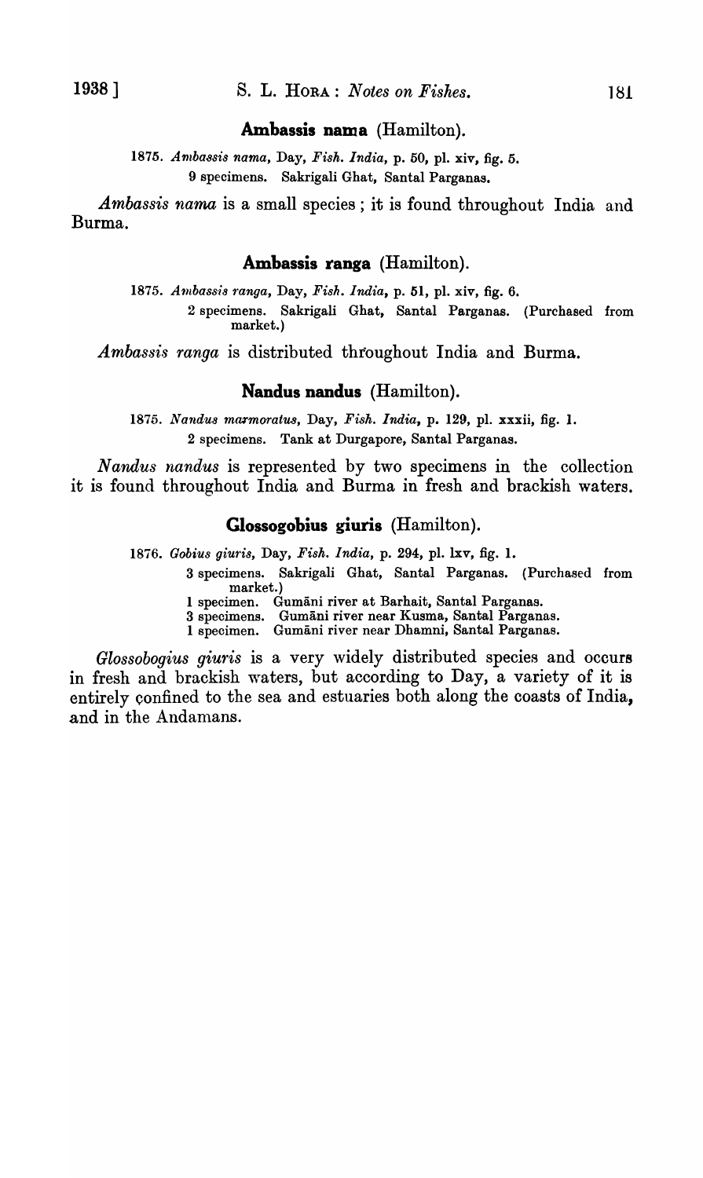### **Ambassis nama** (Hamilton).

1875. *Ambassis nama*, Day, *Fish. India*, p. 50, pl. xiv, fig. 5.
9 specimens. Sakrigali Ghat, Santal Parganas.

*Ambassis nama* is a small species; it is found throughout India and Burma.

### **Ambassis ranga** (Hamilton).

1875. *Ambassis ranga*, Day, *Fish. India*, p. 51, pl. xiv, fig. 6.
2 specimens. Sakrigali Ghat, Santal Parganas. (Purchased from market.)

*Ambassis ranga* is distributed throughout India and Burma.

### **Nandus nandus** (Hamilton).

1875. *Nandus marmoratus*, Day, *Fish. India*, p. 129, pl. xxxii, fig. 1.
2 specimens. Tank at Durgapore, Santal Parganas.

*Nandus nandus* is represented by two specimens in the collection it is found throughout India and Burma in fresh and brackish waters.

### **Glossogobius giuris** (Hamilton).

1876. *Gobius giuris*, Day, *Fish. India*, p. 294, pl. lxv, fig. 1.
3 specimens. Sakrigali Ghat, Santal Parganas. (Purchased from market.)
1 specimen. Gumāni river at Barhait, Santal Parganas.
3 specimens. Gumāni river near Kusma, Santal Parganas.
1 specimen. Gumāni river near Dhamni, Santal Parganas.

*Glossobogius giuris* is a very widely distributed species and occurs in fresh and brackish waters, but according to Day, a variety of it is entirely confined to the sea and estuaries both along the coasts of India, and in the Andamans.